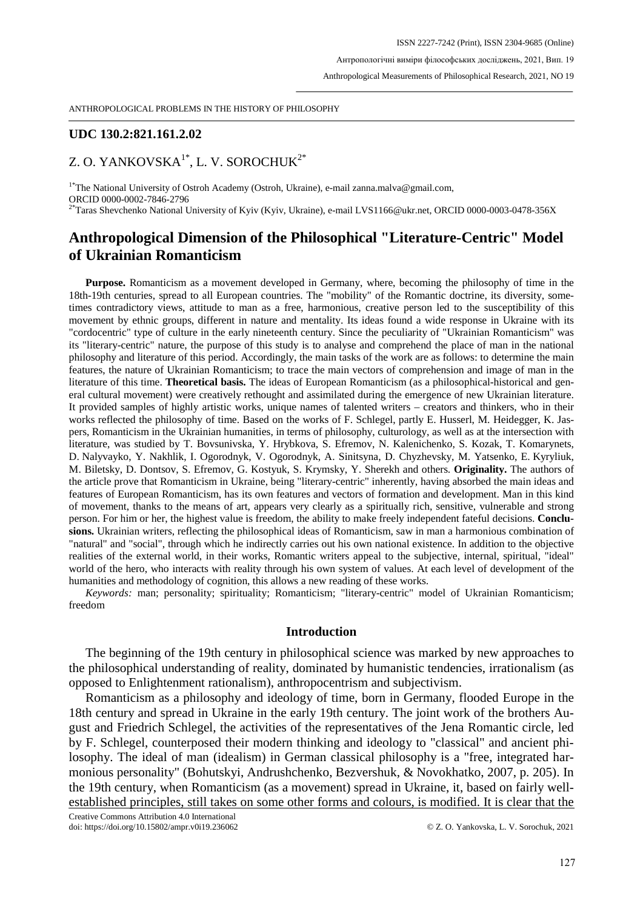ANTHROPOLOGICAL PROBLEMS IN THE HISTORY OF PHILOSOPHY

**UDC 130.2:821.161.2.02**

Z. O. YANKOVSKA[1*], L. V. SOROCHUK[2*]

[1*]The National University of Ostroh Academy (Ostroh, Ukraine), e-mail zanna.malva@gmail.com, ORCID 0000-0002-7846-2796

[2*]Taras Shevchenko National University of Kyiv (Kyiv, Ukraine), e-mail LVS1166@ukr.net, ORCID 0000-0003-0478-356X

# Anthropological Dimension of the Philosophical "Literature-Centric" Model of Ukrainian Romanticism

**Purpose.** Romanticism as a movement developed in Germany, where, becoming the philosophy of time in the 18th-19th centuries, spread to all European countries. The "mobility" of the Romantic doctrine, its diversity, sometimes contradictory views, attitude to man as a free, harmonious, creative person led to the susceptibility of this movement by ethnic groups, different in nature and mentality. Its ideas found a wide response in Ukraine with its "cordocentric" type of culture in the early nineteenth century. Since the peculiarity of "Ukrainian Romanticism" was its "literary-centric" nature, the purpose of this study is to analyse and comprehend the place of man in the national philosophy and literature of this period. Accordingly, the main tasks of the work are as follows: to determine the main features, the nature of Ukrainian Romanticism; to trace the main vectors of comprehension and image of man in the literature of this time. **Theoretical basis.** The ideas of European Romanticism (as a philosophical-historical and general cultural movement) were creatively rethought and assimilated during the emergence of new Ukrainian literature. It provided samples of highly artistic works, unique names of talented writers – creators and thinkers, who in their works reflected the philosophy of time. Based on the works of F. Schlegel, partly E. Husserl, M. Heidegger, K. Jaspers, Romanticism in the Ukrainian humanities, in terms of philosophy, culturology, as well as at the intersection with literature, was studied by T. Bovsunivska, Y. Hrybkova, S. Efremov, N. Kalenichenko, S. Kozak, T. Komarynets, D. Nalyvayko, Y. Nakhlik, I. Ogorodnyk, V. Ogorodnyk, A. Sinitsyna, D. Chyzhevsky, M. Yatsenko, E. Kyryliuk, M. Biletsky, D. Dontsov, S. Efremov, G. Kostyuk, S. Krymsky, Y. Sherekh and others. **Originality.** The authors of the article prove that Romanticism in Ukraine, being "literary-centric" inherently, having absorbed the main ideas and features of European Romanticism, has its own features and vectors of formation and development. Man in this kind of movement, thanks to the means of art, appears very clearly as a spiritually rich, sensitive, vulnerable and strong person. For him or her, the highest value is freedom, the ability to make freely independent fateful decisions. **Conclusions.** Ukrainian writers, reflecting the philosophical ideas of Romanticism, saw in man a harmonious combination of "natural" and "social", through which he indirectly carries out his own national existence. In addition to the objective realities of the external world, in their works, Romantic writers appeal to the subjective, internal, spiritual, "ideal" world of the hero, who interacts with reality through his own system of values. At each level of development of the humanities and methodology of cognition, this allows a new reading of these works.

*Keywords:* man; personality; spirituality; Romanticism; "literary-centric" model of Ukrainian Romanticism; freedom

## Introduction

The beginning of the 19th century in philosophical science was marked by new approaches to the philosophical understanding of reality, dominated by humanistic tendencies, irrationalism (as opposed to Enlightenment rationalism), anthropocentrism and subjectivism.

Romanticism as a philosophy and ideology of time, born in Germany, flooded Europe in the 18th century and spread in Ukraine in the early 19th century. The joint work of the brothers August and Friedrich Schlegel, the activities of the representatives of the Jena Romantic circle, led by F. Schlegel, counterposed their modern thinking and ideology to "classical" and ancient philosophy. The ideal of man (idealism) in German classical philosophy is a "free, integrated harmonious personality" (Bohutskyi, Andrushchenko, Bezvershuk, & Novokhatko, 2007, p. 205). In the 19th century, when Romanticism (as a movement) spread in Ukraine, it, based on fairly well-established principles, still takes on some other forms and colours, is modified. It is clear that the

Creative Commons Attribution 4.0 International
doi: https://doi.org/10.15802/ampr.v0i19.236062 © Z. O. Yankovska, L. V. Sorochuk, 2021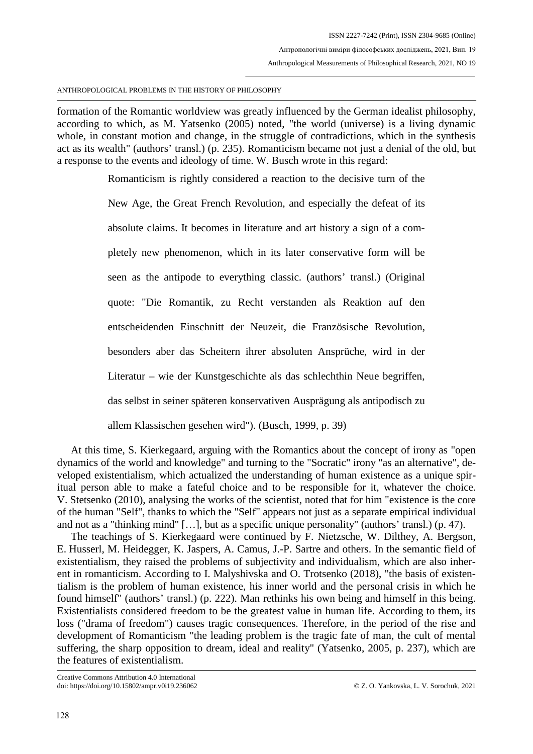formation of the Romantic worldview was greatly influenced by the German idealist philosophy, according to which, as M. Yatsenko (2005) noted, "the world (universe) is a living dynamic whole, in constant motion and change, in the struggle of contradictions, which in the synthesis act as its wealth" (authors' transl.) (p. 235). Romanticism became not just a denial of the old, but a response to the events and ideology of time. W. Busch wrote in this regard:

> Romanticism is rightly considered a reaction to the decisive turn of the New Age, the Great French Revolution, and especially the defeat of its absolute claims. It becomes in literature and art history a sign of a completely new phenomenon, which in its later conservative form will be seen as the antipode to everything classic. (authors' transl.) (Original quote: "Die Romantik, zu Recht verstanden als Reaktion auf den entscheidenden Einschnitt der Neuzeit, die Französische Revolution, besonders aber das Scheitern ihrer absoluten Ansprüche, wird in der Literatur – wie der Kunstgeschichte als das schlechthin Neue begriffen, das selbst in seiner späteren konservativen Ausprägung als antipodisch zu allem Klassischen gesehen wird"). (Busch, 1999, p. 39)

At this time, S. Kierkegaard, arguing with the Romantics about the concept of irony as "open dynamics of the world and knowledge" and turning to the "Socratic" irony "as an alternative", developed existentialism, which actualized the understanding of human existence as a unique spiritual person able to make a fateful choice and to be responsible for it, whatever the choice. V. Stetsenko (2010), analysing the works of the scientist, noted that for him "existence is the core of the human "Self", thanks to which the "Self" appears not just as a separate empirical individual and not as a "thinking mind" […], but as a specific unique personality" (authors' transl.) (p. 47).

The teachings of S. Kierkegaard were continued by F. Nietzsche, W. Dilthey, A. Bergson, E. Husserl, M. Heidegger, K. Jaspers, A. Camus, J.-P. Sartre and others. In the semantic field of existentialism, they raised the problems of subjectivity and individualism, which are also inherent in romanticism. According to I. Malyshivska and O. Trotsenko (2018), "the basis of existentialism is the problem of human existence, his inner world and the personal crisis in which he found himself" (authors' transl.) (p. 222). Man rethinks his own being and himself in this being. Existentialists considered freedom to be the greatest value in human life. According to them, its loss ("drama of freedom") causes tragic consequences. Therefore, in the period of the rise and development of Romanticism "the leading problem is the tragic fate of man, the cult of mental suffering, the sharp opposition to dream, ideal and reality" (Yatsenko, 2005, p. 237), which are the features of existentialism.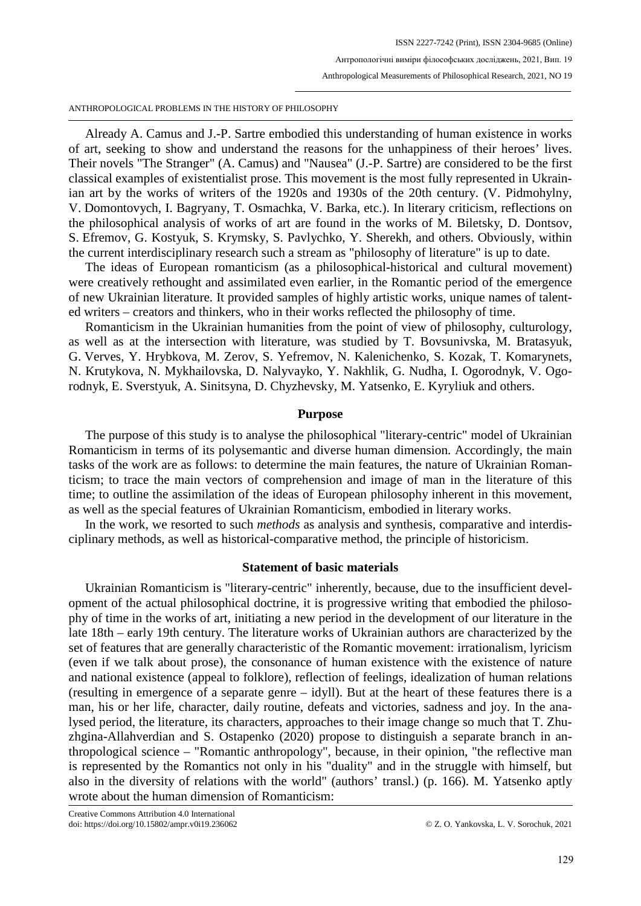Already A. Camus and J.-P. Sartre embodied this understanding of human existence in works of art, seeking to show and understand the reasons for the unhappiness of their heroes' lives. Their novels "The Stranger" (A. Camus) and "Nausea" (J.-P. Sartre) are considered to be the first classical examples of existentialist prose. This movement is the most fully represented in Ukrainian art by the works of writers of the 1920s and 1930s of the 20th century. (V. Pidmohylny, V. Domontovych, I. Bagryany, T. Osmachka, V. Barka, etc.). In literary criticism, reflections on the philosophical analysis of works of art are found in the works of M. Biletsky, D. Dontsov, S. Efremov, G. Kostyuk, S. Krymsky, S. Pavlychko, Y. Sherekh, and others. Obviously, within the current interdisciplinary research such a stream as "philosophy of literature" is up to date.

The ideas of European romanticism (as a philosophical-historical and cultural movement) were creatively rethought and assimilated even earlier, in the Romantic period of the emergence of new Ukrainian literature. It provided samples of highly artistic works, unique names of talented writers – creators and thinkers, who in their works reflected the philosophy of time.

Romanticism in the Ukrainian humanities from the point of view of philosophy, culturology, as well as at the intersection with literature, was studied by T. Bovsunivska, M. Bratasyuk, G. Verves, Y. Hrybkova, M. Zerov, S. Yefremov, N. Kalenichenko, S. Kozak, T. Komarynets, N. Krutykova, N. Mykhailovska, D. Nalyvayko, Y. Nakhlik, G. Nudha, I. Ogorodnyk, V. Ogorodnyk, E. Sverstyuk, A. Sinitsyna, D. Chyzhevsky, M. Yatsenko, E. Kyryliuk and others.

## Purpose

The purpose of this study is to analyse the philosophical "literary-centric" model of Ukrainian Romanticism in terms of its polysemantic and diverse human dimension. Accordingly, the main tasks of the work are as follows: to determine the main features, the nature of Ukrainian Romanticism; to trace the main vectors of comprehension and image of man in the literature of this time; to outline the assimilation of the ideas of European philosophy inherent in this movement, as well as the special features of Ukrainian Romanticism, embodied in literary works.

In the work, we resorted to such *methods* as analysis and synthesis, comparative and interdisciplinary methods, as well as historical-comparative method, the principle of historicism.

## Statement of basic materials

Ukrainian Romanticism is "literary-centric" inherently, because, due to the insufficient development of the actual philosophical doctrine, it is progressive writing that embodied the philosophy of time in the works of art, initiating a new period in the development of our literature in the late 18th – early 19th century. The literature works of Ukrainian authors are characterized by the set of features that are generally characteristic of the Romantic movement: irrationalism, lyricism (even if we talk about prose), the consonance of human existence with the existence of nature and national existence (appeal to folklore), reflection of feelings, idealization of human relations (resulting in emergence of a separate genre – idyll). But at the heart of these features there is a man, his or her life, character, daily routine, defeats and victories, sadness and joy. In the analysed period, the literature, its characters, approaches to their image change so much that T. Zhuzhgina-Allahverdian and S. Ostapenko (2020) propose to distinguish a separate branch in anthropological science – "Romantic anthropology", because, in their opinion, "the reflective man is represented by the Romantics not only in his "duality" and in the struggle with himself, but also in the diversity of relations with the world" (authors' transl.) (p. 166). M. Yatsenko aptly wrote about the human dimension of Romanticism: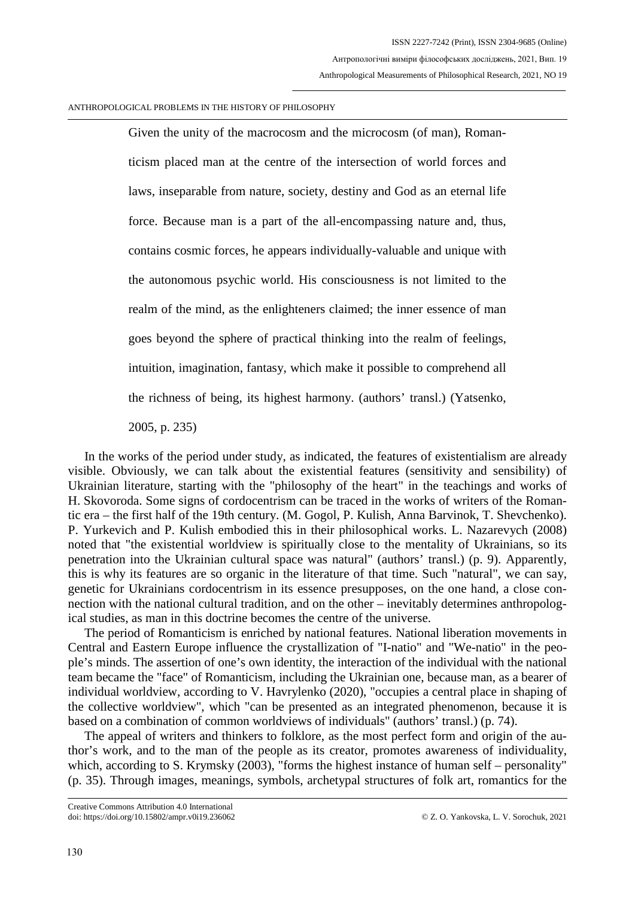> Given the unity of the macrocosm and the microcosm (of man), Romanticism placed man at the centre of the intersection of world forces and laws, inseparable from nature, society, destiny and God as an eternal life force. Because man is a part of the all-encompassing nature and, thus, contains cosmic forces, he appears individually-valuable and unique with the autonomous psychic world. His consciousness is not limited to the realm of the mind, as the enlighteners claimed; the inner essence of man goes beyond the sphere of practical thinking into the realm of feelings, intuition, imagination, fantasy, which make it possible to comprehend all the richness of being, its highest harmony. (authors' transl.) (Yatsenko, 2005, p. 235)

In the works of the period under study, as indicated, the features of existentialism are already visible. Obviously, we can talk about the existential features (sensitivity and sensibility) of Ukrainian literature, starting with the "philosophy of the heart" in the teachings and works of H. Skovoroda. Some signs of cordocentrism can be traced in the works of writers of the Romantic era – the first half of the 19th century. (M. Gogol, P. Kulish, Anna Barvinok, T. Shevchenko). P. Yurkevich and P. Kulish embodied this in their philosophical works. L. Nazarevych (2008) noted that "the existential worldview is spiritually close to the mentality of Ukrainians, so its penetration into the Ukrainian cultural space was natural" (authors' transl.) (p. 9). Apparently, this is why its features are so organic in the literature of that time. Such "natural", we can say, genetic for Ukrainians cordocentrism in its essence presupposes, on the one hand, a close connection with the national cultural tradition, and on the other – inevitably determines anthropological studies, as man in this doctrine becomes the centre of the universe.

The period of Romanticism is enriched by national features. National liberation movements in Central and Eastern Europe influence the crystallization of "I-natio" and "We-natio" in the people's minds. The assertion of one's own identity, the interaction of the individual with the national team became the "face" of Romanticism, including the Ukrainian one, because man, as a bearer of individual worldview, according to V. Havrylenko (2020), "occupies a central place in shaping of the collective worldview", which "can be presented as an integrated phenomenon, because it is based on a combination of common worldviews of individuals" (authors' transl.) (p. 74).

The appeal of writers and thinkers to folklore, as the most perfect form and origin of the author's work, and to the man of the people as its creator, promotes awareness of individuality, which, according to S. Krymsky (2003), "forms the highest instance of human self – personality" (p. 35). Through images, meanings, symbols, archetypal structures of folk art, romantics for the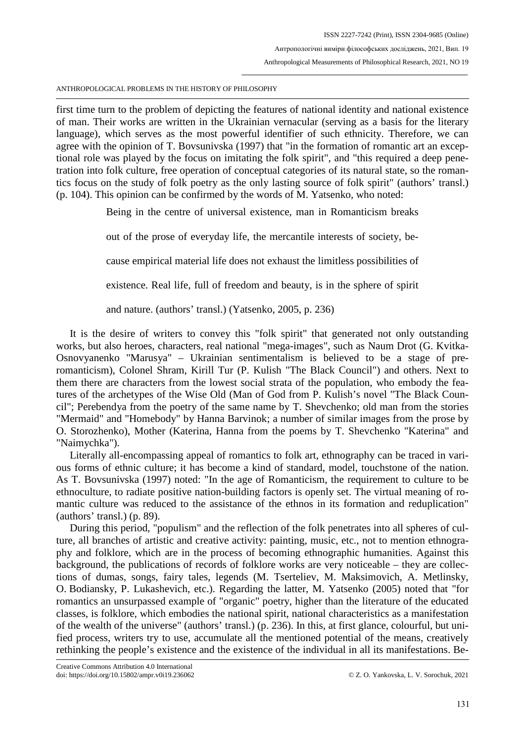first time turn to the problem of depicting the features of national identity and national existence of man. Their works are written in the Ukrainian vernacular (serving as a basis for the literary language), which serves as the most powerful identifier of such ethnicity. Therefore, we can agree with the opinion of T. Bovsunivska (1997) that "in the formation of romantic art an exceptional role was played by the focus on imitating the folk spirit", and "this required a deep penetration into folk culture, free operation of conceptual categories of its natural state, so the romantics focus on the study of folk poetry as the only lasting source of folk spirit" (authors' transl.) (p. 104). This opinion can be confirmed by the words of M. Yatsenko, who noted:

> Being in the centre of universal existence, man in Romanticism breaks out of the prose of everyday life, the mercantile interests of society, because empirical material life does not exhaust the limitless possibilities of existence. Real life, full of freedom and beauty, is in the sphere of spirit and nature. (authors' transl.) (Yatsenko, 2005, p. 236)

It is the desire of writers to convey this "folk spirit" that generated not only outstanding works, but also heroes, characters, real national "mega-images", such as Naum Drot (G. Kvitka-Osnovyanenko "Marusya" – Ukrainian sentimentalism is believed to be a stage of pre-romanticism), Colonel Shram, Kirill Tur (P. Kulish "The Black Council") and others. Next to them there are characters from the lowest social strata of the population, who embody the features of the archetypes of the Wise Old (Man of God from P. Kulish's novel "The Black Council"; Perebendya from the poetry of the same name by T. Shevchenko; old man from the stories "Mermaid" and "Homebody" by Hanna Barvinok; a number of similar images from the prose by O. Storozhenko), Mother (Katerina, Hanna from the poems by T. Shevchenko "Katerina" and "Naimychka").

Literally all-encompassing appeal of romantics to folk art, ethnography can be traced in various forms of ethnic culture; it has become a kind of standard, model, touchstone of the nation. As T. Bovsunivska (1997) noted: "In the age of Romanticism, the requirement to culture to be ethnoculture, to radiate positive nation-building factors is openly set. The virtual meaning of romantic culture was reduced to the assistance of the ethnos in its formation and reduplication" (authors' transl.) (p. 89).

During this period, "populism" and the reflection of the folk penetrates into all spheres of culture, all branches of artistic and creative activity: painting, music, etc., not to mention ethnography and folklore, which are in the process of becoming ethnographic humanities. Against this background, the publications of records of folklore works are very noticeable – they are collections of dumas, songs, fairy tales, legends (M. Tserteliev, M. Maksimovich, A. Metlinsky, O. Bodiansky, P. Lukashevich, etc.). Regarding the latter, M. Yatsenko (2005) noted that "for romantics an unsurpassed example of "organic" poetry, higher than the literature of the educated classes, is folklore, which embodies the national spirit, national characteristics as a manifestation of the wealth of the universe" (authors' transl.) (p. 236). In this, at first glance, colourful, but unified process, writers try to use, accumulate all the mentioned potential of the means, creatively rethinking the people's existence and the existence of the individual in all its manifestations. Be-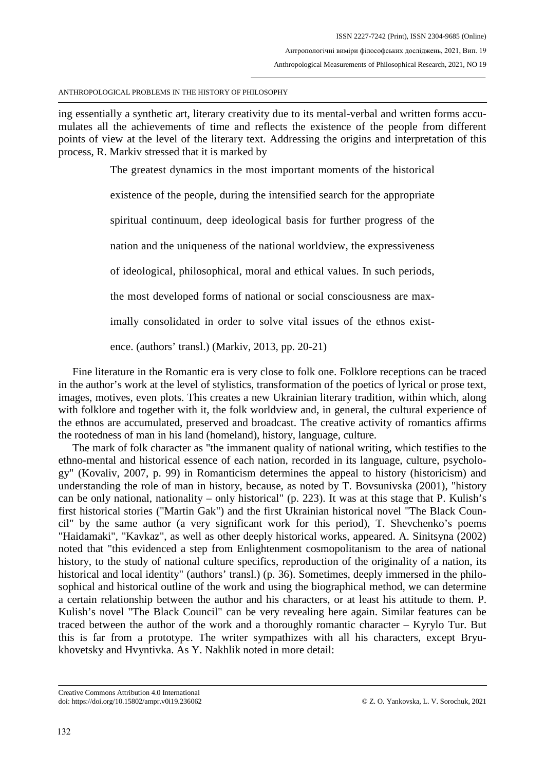ing essentially a synthetic art, literary creativity due to its mental-verbal and written forms accumulates all the achievements of time and reflects the existence of the people from different points of view at the level of the literary text. Addressing the origins and interpretation of this process, R. Markiv stressed that it is marked by

> The greatest dynamics in the most important moments of the historical existence of the people, during the intensified search for the appropriate spiritual continuum, deep ideological basis for further progress of the nation and the uniqueness of the national worldview, the expressiveness of ideological, philosophical, moral and ethical values. In such periods, the most developed forms of national or social consciousness are maximally consolidated in order to solve vital issues of the ethnos existence. (authors' transl.) (Markiv, 2013, pp. 20-21)

Fine literature in the Romantic era is very close to folk one. Folklore receptions can be traced in the author's work at the level of stylistics, transformation of the poetics of lyrical or prose text, images, motives, even plots. This creates a new Ukrainian literary tradition, within which, along with folklore and together with it, the folk worldview and, in general, the cultural experience of the ethnos are accumulated, preserved and broadcast. The creative activity of romantics affirms the rootedness of man in his land (homeland), history, language, culture.

The mark of folk character as "the immanent quality of national writing, which testifies to the ethno-mental and historical essence of each nation, recorded in its language, culture, psychology" (Kovaliv, 2007, p. 99) in Romanticism determines the appeal to history (historicism) and understanding the role of man in history, because, as noted by T. Bovsunivska (2001), "history can be only national, nationality – only historical" (p. 223). It was at this stage that P. Kulish's first historical stories ("Martin Gak") and the first Ukrainian historical novel "The Black Council" by the same author (a very significant work for this period), T. Shevchenko's poems "Haidamaki", "Kavkaz", as well as other deeply historical works, appeared. A. Sinitsyna (2002) noted that "this evidenced a step from Enlightenment cosmopolitanism to the area of national history, to the study of national culture specifics, reproduction of the originality of a nation, its historical and local identity" (authors' transl.) (p. 36). Sometimes, deeply immersed in the philosophical and historical outline of the work and using the biographical method, we can determine a certain relationship between the author and his characters, or at least his attitude to them. P. Kulish's novel "The Black Council" can be very revealing here again. Similar features can be traced between the author of the work and a thoroughly romantic character – Kyrylo Tur. But this is far from a prototype. The writer sympathizes with all his characters, except Bryukhovetsky and Hvyntivka. As Y. Nakhlik noted in more detail: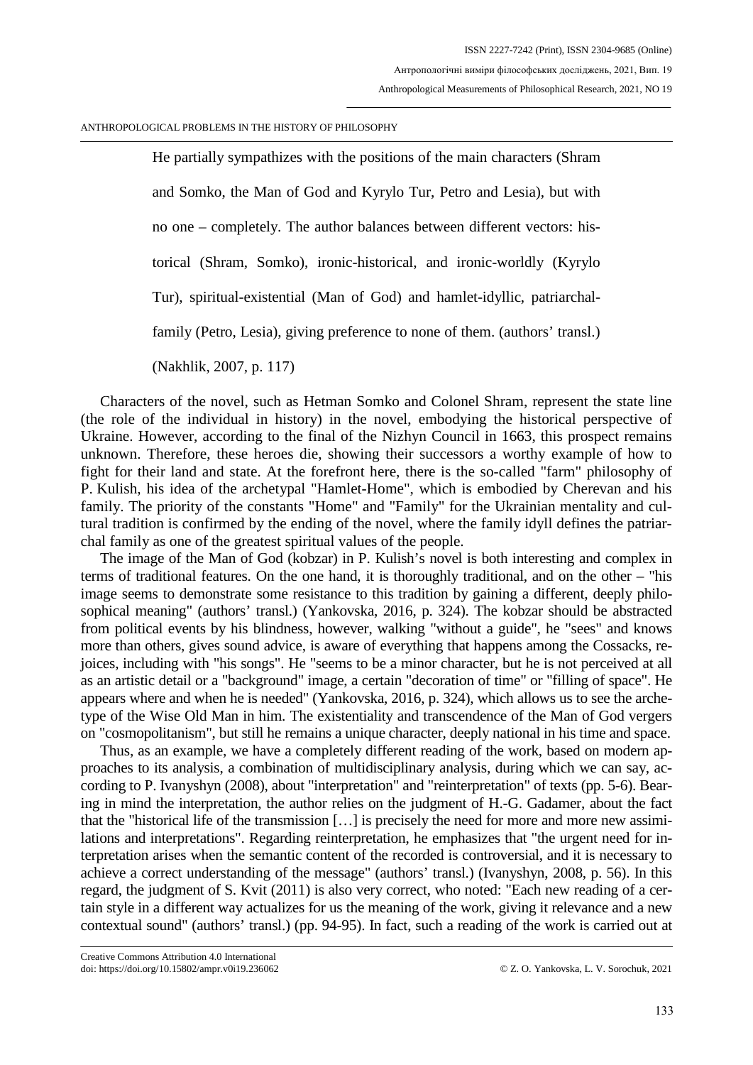> He partially sympathizes with the positions of the main characters (Shram and Somko, the Man of God and Kyrylo Tur, Petro and Lesia), but with no one – completely. The author balances between different vectors: historical (Shram, Somko), ironic-historical, and ironic-worldly (Kyrylo Tur), spiritual-existential (Man of God) and hamlet-idyllic, patriarchal-family (Petro, Lesia), giving preference to none of them. (authors' transl.) (Nakhlik, 2007, p. 117)

Characters of the novel, such as Hetman Somko and Colonel Shram, represent the state line (the role of the individual in history) in the novel, embodying the historical perspective of Ukraine. However, according to the final of the Nizhyn Council in 1663, this prospect remains unknown. Therefore, these heroes die, showing their successors a worthy example of how to fight for their land and state. At the forefront here, there is the so-called "farm" philosophy of P. Kulish, his idea of the archetypal "Hamlet-Home", which is embodied by Cherevan and his family. The priority of the constants "Home" and "Family" for the Ukrainian mentality and cultural tradition is confirmed by the ending of the novel, where the family idyll defines the patriarchal family as one of the greatest spiritual values of the people.

The image of the Man of God (kobzar) in P. Kulish's novel is both interesting and complex in terms of traditional features. On the one hand, it is thoroughly traditional, and on the other – "his image seems to demonstrate some resistance to this tradition by gaining a different, deeply philosophical meaning" (authors' transl.) (Yankovska, 2016, p. 324). The kobzar should be abstracted from political events by his blindness, however, walking "without a guide", he "sees" and knows more than others, gives sound advice, is aware of everything that happens among the Cossacks, rejoices, including with "his songs". He "seems to be a minor character, but he is not perceived at all as an artistic detail or a "background" image, a certain "decoration of time" or "filling of space". He appears where and when he is needed" (Yankovska, 2016, p. 324), which allows us to see the archetype of the Wise Old Man in him. The existentiality and transcendence of the Man of God vergers on "cosmopolitanism", but still he remains a unique character, deeply national in his time and space.

Thus, as an example, we have a completely different reading of the work, based on modern approaches to its analysis, a combination of multidisciplinary analysis, during which we can say, according to P. Ivanyshyn (2008), about "interpretation" and "reinterpretation" of texts (pp. 5-6). Bearing in mind the interpretation, the author relies on the judgment of H.-G. Gadamer, about the fact that the "historical life of the transmission […] is precisely the need for more and more new assimilations and interpretations". Regarding reinterpretation, he emphasizes that "the urgent need for interpretation arises when the semantic content of the recorded is controversial, and it is necessary to achieve a correct understanding of the message" (authors' transl.) (Ivanyshyn, 2008, p. 56). In this regard, the judgment of S. Kvit (2011) is also very correct, who noted: "Each new reading of a certain style in a different way actualizes for us the meaning of the work, giving it relevance and a new contextual sound" (authors' transl.) (pp. 94-95). In fact, such a reading of the work is carried out at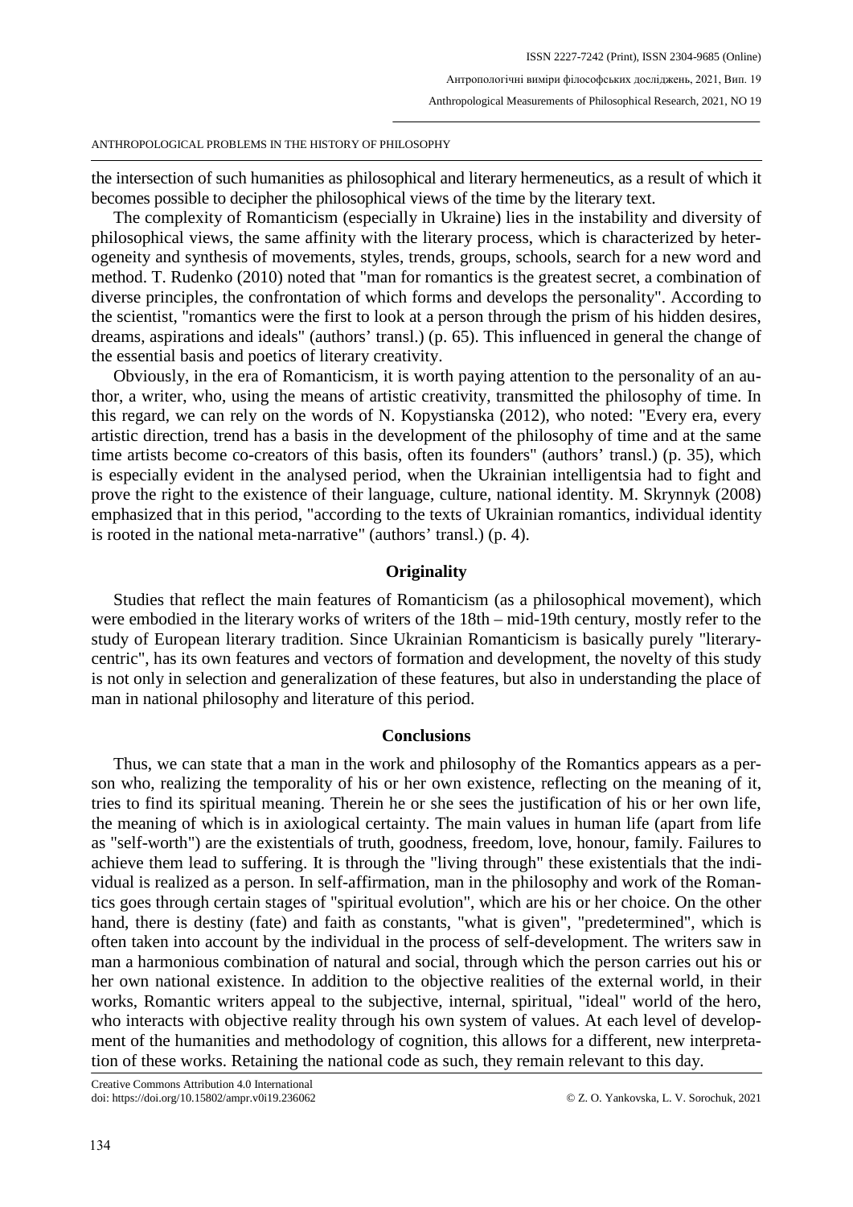the intersection of such humanities as philosophical and literary hermeneutics, as a result of which it becomes possible to decipher the philosophical views of the time by the literary text.

The complexity of Romanticism (especially in Ukraine) lies in the instability and diversity of philosophical views, the same affinity with the literary process, which is characterized by heterogeneity and synthesis of movements, styles, trends, groups, schools, search for a new word and method. T. Rudenko (2010) noted that "man for romantics is the greatest secret, a combination of diverse principles, the confrontation of which forms and develops the personality". According to the scientist, "romantics were the first to look at a person through the prism of his hidden desires, dreams, aspirations and ideals" (authors' transl.) (p. 65). This influenced in general the change of the essential basis and poetics of literary creativity.

Obviously, in the era of Romanticism, it is worth paying attention to the personality of an author, a writer, who, using the means of artistic creativity, transmitted the philosophy of time. In this regard, we can rely on the words of N. Kopystianska (2012), who noted: "Every era, every artistic direction, trend has a basis in the development of the philosophy of time and at the same time artists become co-creators of this basis, often its founders" (authors' transl.) (p. 35), which is especially evident in the analysed period, when the Ukrainian intelligentsia had to fight and prove the right to the existence of their language, culture, national identity. M. Skrynnyk (2008) emphasized that in this period, "according to the texts of Ukrainian romantics, individual identity is rooted in the national meta-narrative" (authors' transl.) (p. 4).

## Originality

Studies that reflect the main features of Romanticism (as a philosophical movement), which were embodied in the literary works of writers of the 18th – mid-19th century, mostly refer to the study of European literary tradition. Since Ukrainian Romanticism is basically purely "literary-centric", has its own features and vectors of formation and development, the novelty of this study is not only in selection and generalization of these features, but also in understanding the place of man in national philosophy and literature of this period.

## Conclusions

Thus, we can state that a man in the work and philosophy of the Romantics appears as a person who, realizing the temporality of his or her own existence, reflecting on the meaning of it, tries to find its spiritual meaning. Therein he or she sees the justification of his or her own life, the meaning of which is in axiological certainty. The main values in human life (apart from life as "self-worth") are the existentials of truth, goodness, freedom, love, honour, family. Failures to achieve them lead to suffering. It is through the "living through" these existentials that the individual is realized as a person. In self-affirmation, man in the philosophy and work of the Romantics goes through certain stages of "spiritual evolution", which are his or her choice. On the other hand, there is destiny (fate) and faith as constants, "what is given", "predetermined", which is often taken into account by the individual in the process of self-development. The writers saw in man a harmonious combination of natural and social, through which the person carries out his or her own national existence. In addition to the objective realities of the external world, in their works, Romantic writers appeal to the subjective, internal, spiritual, "ideal" world of the hero, who interacts with objective reality through his own system of values. At each level of development of the humanities and methodology of cognition, this allows for a different, new interpretation of these works. Retaining the national code as such, they remain relevant to this day.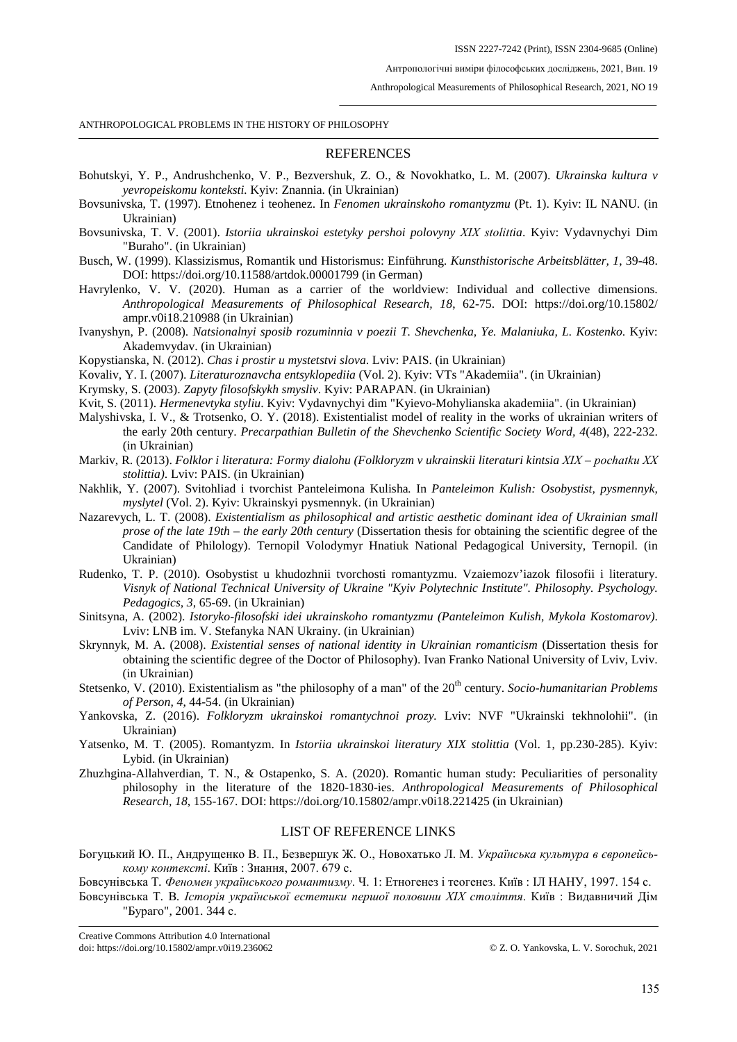## REFERENCES

Bohutskyi, Y. P., Andrushchenko, V. P., Bezvershuk, Z. O., & Novokhatko, L. M. (2007). *Ukrainska kultura v yevropeiskomu konteksti*. Kyiv: Znannia. (in Ukrainian)

Bovsunivska, T. (1997). Etnohenez i teohenez. In *Fenomen ukrainskoho romantyzmu* (Pt. 1). Kyiv: IL NANU. (in Ukrainian)

Bovsunivska, T. V. (2001). *Istoriia ukrainskoi estetyky pershoi polovyny XIX stolittia*. Kyiv: Vydavnychyi Dim "Buraho". (in Ukrainian)

Busch, W. (1999). Klassizismus, Romantik und Historismus: Einführung. *Kunsthistorische Arbeitsblätter, 1*, 39-48. DOI: https://doi.org/10.11588/artdok.00001799 (in German)

Havrylenko, V. V. (2020). Human as a carrier of the worldview: Individual and collective dimensions. *Anthropological Measurements of Philosophical Research, 18*, 62-75. DOI: https://doi.org/10.15802/ampr.v0i18.210988 (in Ukrainian)

Ivanyshyn, P. (2008). *Natsionalnyi sposib rozuminnia v poezii T. Shevchenka, Ye. Malaniuka, L. Kostenko*. Kyiv: Akademvydav. (in Ukrainian)

Kopystianska, N. (2012). *Chas i prostir u mystetstvi slova*. Lviv: PAIS. (in Ukrainian)

Kovaliv, Y. I. (2007). *Literaturoznavcha entsyklopediia* (Vol. 2). Kyiv: VTs "Akademiia". (in Ukrainian)

Krymsky, S. (2003). *Zapyty filosofskykh smysliv*. Kyiv: PARAPAN. (in Ukrainian)

Kvit, S. (2011). *Hermenevtyka styliu*. Kyiv: Vydavnychyi dim "Kyievo-Mohylianska akademiia". (in Ukrainian)

Malyshivska, I. V., & Trotsenko, O. Y. (2018). Existentialist model of reality in the works of ukrainian writers of the early 20th century. *Precarpathian Bulletin of the Shevchenko Scientific Society Word, 4*(48), 222-232. (in Ukrainian)

Markiv, R. (2013). *Folklor i literatura: Formy dialohu (Folkloryzm v ukrainskii literaturi kintsia XIX – pochatku XX stolittia)*. Lviv: PAIS. (in Ukrainian)

Nakhlik, Y. (2007). Svitohliad i tvorchist Panteleimona Kulisha*.* In *Panteleimon Kulish: Osobystist, pysmennyk, myslytel* (Vol. 2). Kyiv: Ukrainskyi pysmennyk. (in Ukrainian)

Nazarevych, L. T. (2008). *Existentialism as philosophical and artistic aesthetic dominant idea of Ukrainian small prose of the late 19th – the early 20th century* (Dissertation thesis for obtaining the scientific degree of the Candidate of Philology). Ternopil Volodymyr Hnatiuk National Pedagogical University, Ternopil. (in Ukrainian)

Rudenko, T. P. (2010). Osobystist u khudozhnii tvorchosti romantyzmu. Vzaiemozv'iazok filosofii i literatury. *Visnyk of National Technical University of Ukraine "Kyiv Polytechnic Institute". Philosophy. Psychology. Pedagogics, 3*, 65-69. (in Ukrainian)

Sinitsyna, A. (2002). *Istoryko-filosofski idei ukrainskoho romantyzmu (Panteleimon Kulish, Mykola Kostomarov)*. Lviv: LNB im. V. Stefanyka NAN Ukrainy. (in Ukrainian)

Skrynnyk, M. A. (2008). *Existential senses of national identity in Ukrainian romanticism* (Dissertation thesis for obtaining the scientific degree of the Doctor of Philosophy). Ivan Franko National University of Lviv, Lviv. (in Ukrainian)

Stetsenko, V. (2010). Existentialism as "the philosophy of a man" of the 20th century. *Socio-humanitarian Problems of Person, 4*, 44-54. (in Ukrainian)

Yankovska, Z. (2016). *Folkloryzm ukrainskoi romantychnoi prozy.* Lviv: NVF "Ukrainski tekhnolohii". (in Ukrainian)

Yatsenko, M. T. (2005). Romantyzm. In *Istoriia ukrainskoi literatury XIX stolittia* (Vol. 1, pp.230-285). Kyiv: Lybid. (in Ukrainian)

Zhuzhgina-Allahverdian, T. N., & Ostapenko, S. A. (2020). Romantic human study: Peculiarities of personality philosophy in the literature of the 1820-1830-ies. *Anthropological Measurements of Philosophical Research, 18*, 155-167. DOI: https://doi.org/10.15802/ampr.v0i18.221425 (in Ukrainian)

## LIST OF REFERENCE LINKS

Богуцький Ю. П., Андрущенко В. П., Безвершук Ж. О., Новохатько Л. М. *Українська культура в європейському контексті*. Київ : Знання, 2007. 679 с.

Бовсунівська Т. *Феномен українського романтизму*. Ч. 1: Етногенез і теогенез. Київ : ІЛ НАНУ, 1997. 154 с.

Бовсунівська Т. В. *Історія української естетики першої половини XIX століття*. Київ : Видавничий Дім "Бураго", 2001. 344 с.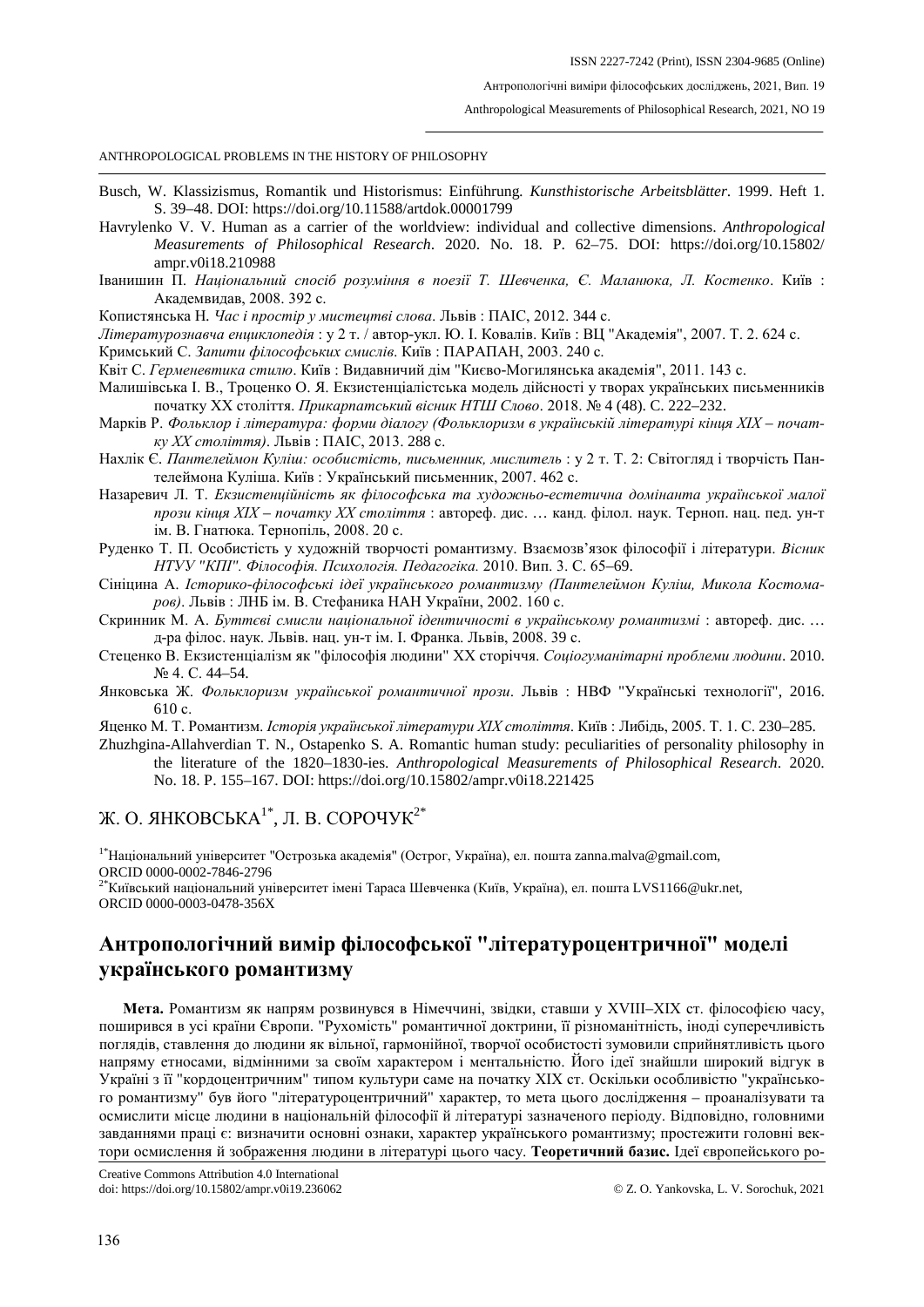Busch, W. Klassizismus, Romantik und Historismus: Einführung. *Kunsthistorische Arbeitsblätter*. 1999. Heft 1. S. 39–48. DOI: https://doi.org/10.11588/artdok.00001799

Havrylenko V. V. Human as a carrier of the worldview: individual and collective dimensions. *Anthropological Measurements of Philosophical Research*. 2020. No. 18. P. 62–75. DOI: https://doi.org/10.15802/ampr.v0i18.210988

Іванишин П. *Національний спосіб розуміння в поезії Т. Шевченка, Є. Маланюка, Л. Костенко*. Київ : Академвидав, 2008. 392 с.

Копистянська Н. *Час і простір у мистецтві слова*. Львів : ПАІС, 2012. 344 с.

*Літературознавча енциклопедія* : у 2 т. / автор-укл. Ю. І. Ковалів. Київ : ВЦ "Академія", 2007. Т. 2. 624 с.

Кримський С. *Запити філософських смислів*. Київ : ПАРАПАН, 2003. 240 с.

Квіт С. *Герменевтика стилю*. Київ : Видавничий дім "Києво-Могилянська академія", 2011. 143 с.

Малишівська І. В., Троценко О. Я. Екзистенціалістська модель дійсності у творах українських письменників початку ХХ століття. *Прикарпатський вісник НТШ Слово*. 2018. № 4 (48). С. 222–232.

Марків Р. *Фольклор і література: форми діалогу (Фольклоризм в українській літературі кінця ХІХ – початку ХХ століття)*. Львів : ПАІС, 2013. 288 с.

Нахлік Є. *Пантелеймон Куліш: особистість, письменник, мислитель* : у 2 т. Т. 2: Світогляд і творчість Пантелеймона Куліша. Київ : Український письменник, 2007. 462 с.

Назаревич Л. Т. *Екзистенційність як філософська та художньо-естетична домінанта української малої прози кінця ХІХ – початку ХХ століття* : автореф. дис. … канд. філол. наук. Терноп. нац. пед. ун-т ім. В. Гнатюка. Тернопіль, 2008. 20 с.

Руденко Т. П. Особистість у художній творчості романтизму. Взаємозв'язок філософії і літератури. *Вісник НТУУ "КПІ". Філософія. Психологія. Педагогіка.* 2010. Вип. 3. С. 65–69.

Сініцина А. *Історико-філософські ідеї українського романтизму (Пантелеймон Куліш, Микола Костомаров)*. Львів : ЛНБ ім. В. Стефаника НАН України, 2002. 160 с.

Скринник М. А. *Буттєві смисли національної ідентичності в українському романтизмі* : автореф. дис. … д-ра філос. наук. Львів. нац. ун-т ім. І. Франка. Львів, 2008. 39 с.

Стеценко В. Екзистенціалізм як "філософія людини" ХХ сторіччя. *Соціогуманітарні проблеми людини*. 2010. № 4. С. 44–54.

Янковська Ж. *Фольклоризм української романтичної прози*. Львів : НВФ "Українські технології", 2016. 610 с.

Яценко М. Т. Романтизм. *Історія української літератури ХІХ століття*. Київ : Либідь, 2005. Т. 1. С. 230–285.

Zhuzhgina-Allahverdian T. N., Ostapenko S. A. Romantic human study: peculiarities of personality philosophy in the literature of the 1820–1830-ies. *Anthropological Measurements of Philosophical Research*. 2020. No. 18. P. 155–167. DOI: https://doi.org/10.15802/ampr.v0i18.221425

Ж. О. ЯНКОВСЬКА[1*], Л. В. СОРОЧУК[2*]

[1*]Національний університет "Острозька академія" (Острог, Україна), ел. пошта zanna.malva@gmail.com, ORCID 0000-0002-7846-2796

[2*]Київський національний університет імені Тараса Шевченка (Київ, Україна), ел. пошта LVS1166@ukr.net, ORCID 0000-0003-0478-356X

## Антропологічний вимір філософської "літературоцентричної" моделі українського романтизму

**Мета.** Романтизм як напрям розвинувся в Німеччині, звідки, ставши у XVIII–XIX ст. філософією часу, поширився в усі країни Європи. "Рухомість" романтичної доктрини, її різноманітність, іноді суперечливість поглядів, ставлення до людини як вільної, гармонійної, творчої особистості зумовили сприйнятливість цього напряму етносами, відмінними за своїм характером і ментальністю. Його ідеї знайшли широкий відгук в Україні з її "кордоцентричним" типом культури саме на початку XIX ст. Оскільки особливістю "українського романтизму" був його "літературоцентричний" характер, то мета цього дослідження – проаналізувати та осмислити місце людини в національній філософії й літературі зазначеного періоду. Відповідно, головними завданнями праці є: визначити основні ознаки, характер українського романтизму; простежити головні вектори осмислення й зображення людини в літературі цього часу. **Теоретичний базис.** Ідеї європейського ро-

Creative Commons Attribution 4.0 International
doi: https://doi.org/10.15802/ampr.v0i19.236062 © Z. O. Yankovska, L. V. Sorochuk, 2021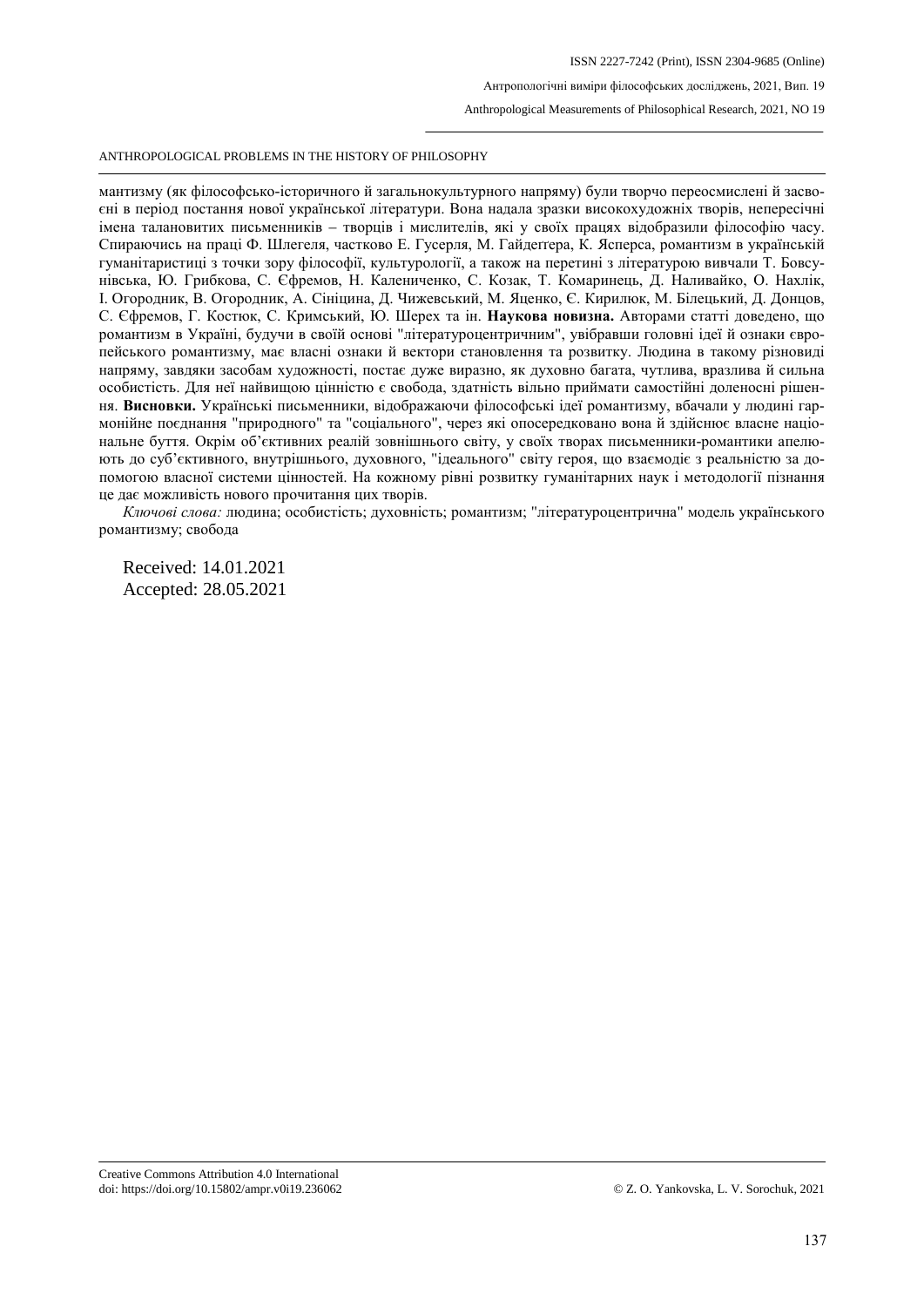мантизму (як філософсько-історичного й загальнокультурного напряму) були творчо переосмислені й засвоєні в період постання нової української літератури. Вона надала зразки високохудожніх творів, непересічні імена талановитих письменників – творців і мислителів, які у своїх працях відобразили філософію часу. Спираючись на праці Ф. Шлегеля, частково Е. Гусерля, М. Гайдеґґера, К. Ясперса, романтизм в українській гуманітаристиці з точки зору філософії, культурології, а також на перетині з літературою вивчали Т. Бовсунівська, Ю. Грибкова, С. Єфремов, Н. Калениченко, С. Козак, Т. Комаринець, Д. Наливайко, О. Нахлік, І. Огородник, В. Огородник, А. Сініцина, Д. Чижевський, М. Яценко, Є. Кирилюк, М. Білецький, Д. Донцов, С. Єфремов, Г. Костюк, С. Кримський, Ю. Шерех та ін. **Наукова новизна.** Авторами статті доведено, що романтизм в Україні, будучи в своїй основі "літературоцентричним", увібравши головні ідеї й ознаки європейського романтизму, має власні ознаки й вектори становлення та розвитку. Людина в такому різновиді напряму, завдяки засобам художності, постає дуже виразно, як духовно багата, чутлива, вразлива й сильна особистість. Для неї найвищою цінністю є свобода, здатність вільно приймати самостійні доленосні рішення. **Висновки.** Українські письменники, відображаючи філософські ідеї романтизму, вбачали у людині гармонійне поєднання "природного" та "соціального", через які опосередковано вона й здійснює власне національне буття. Окрім об'єктивних реалій зовнішнього світу, у своїх творах письменники-романтики апелюють до суб'єктивного, внутрішнього, духовного, "ідеального" світу героя, що взаємодіє з реальністю за допомогою власної системи цінностей. На кожному рівні розвитку гуманітарних наук і методології пізнання це дає можливість нового прочитання цих творів.

*Ключові слова:* людина; особистість; духовність; романтизм; "літературоцентрична" модель українського романтизму; свобода

Received: 14.01.2021
Accepted: 28.05.2021

Creative Commons Attribution 4.0 International
doi: https://doi.org/10.15802/ampr.v0i19.236062 © Z. O. Yankovska, L. V. Sorochuk, 2021